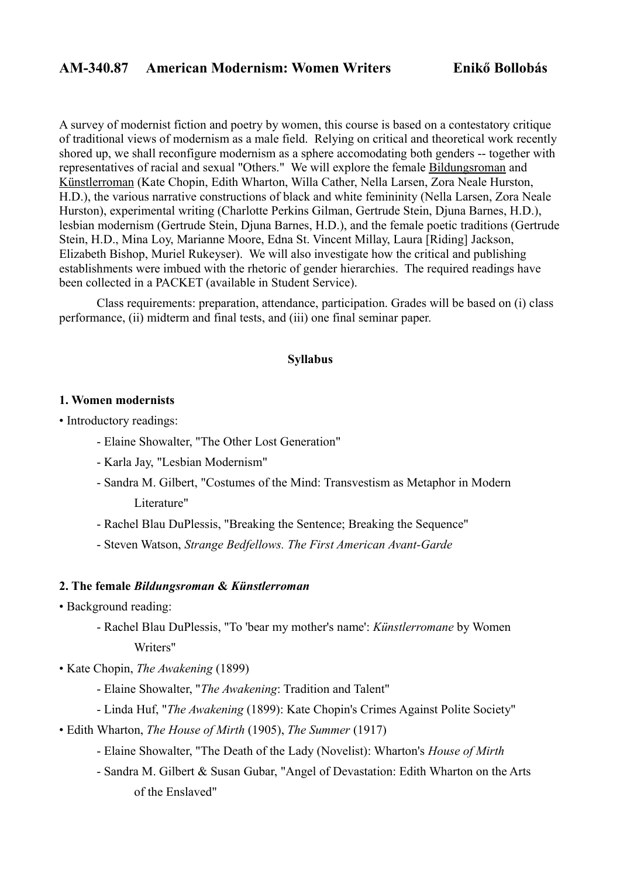# AM-340.87 American Modernism: Women Writers Enikő Bollobás

A survey of modernist fiction and poetry by women, this course is based on a contestatory critique of traditional views of modernism as a male field. Relying on critical and theoretical work recently shored up, we shall reconfigure modernism as a sphere accomodating both genders -- together with representatives of racial and sexual "Others." We will explore the female Bildungsroman and Künstlerroman (Kate Chopin, Edith Wharton, Willa Cather, Nella Larsen, Zora Neale Hurston, H.D.), the various narrative constructions of black and white femininity (Nella Larsen, Zora Neale Hurston), experimental writing (Charlotte Perkins Gilman, Gertrude Stein, Djuna Barnes, H.D.), lesbian modernism (Gertrude Stein, Djuna Barnes, H.D.), and the female poetic traditions (Gertrude Stein, H.D., Mina Loy, Marianne Moore, Edna St. Vincent Millay, Laura [Riding] Jackson, Elizabeth Bishop, Muriel Rukeyser). We will also investigate how the critical and publishing establishments were imbued with the rhetoric of gender hierarchies. The required readings have been collected in a PACKET (available in Student Service).

Class requirements: preparation, attendance, participation. Grades will be based on (i) class performance, (ii) midterm and final tests, and (iii) one final seminar paper.

## Syllabus

### 1. Women modernists

- Introductory readings:
  - Elaine Showalter, "The Other Lost Generation"
  - Karla Jay, "Lesbian Modernism"
  - Sandra M. Gilbert, "Costumes of the Mind: Transvestism as Metaphor in Modern Literature"
  - Rachel Blau DuPlessis, "Breaking the Sentence; Breaking the Sequence"
  - Steven Watson, *Strange Bedfellows. The First American Avant-Garde*

### 2. The female *Bildungsroman* & *Künstlerroman*

- Background reading:
  - Rachel Blau DuPlessis, "To 'bear my mother's name': *Künstlerromane* by Women Writers"
- Kate Chopin, *The Awakening* (1899)
  - Elaine Showalter, "*The Awakening*: Tradition and Talent"
  - Linda Huf, "*The Awakening* (1899): Kate Chopin's Crimes Against Polite Society"
- Edith Wharton, *The House of Mirth* (1905), *The Summer* (1917)
  - Elaine Showalter, "The Death of the Lady (Novelist): Wharton's *House of Mirth*
  - Sandra M. Gilbert & Susan Gubar, "Angel of Devastation: Edith Wharton on the Arts of the Enslaved"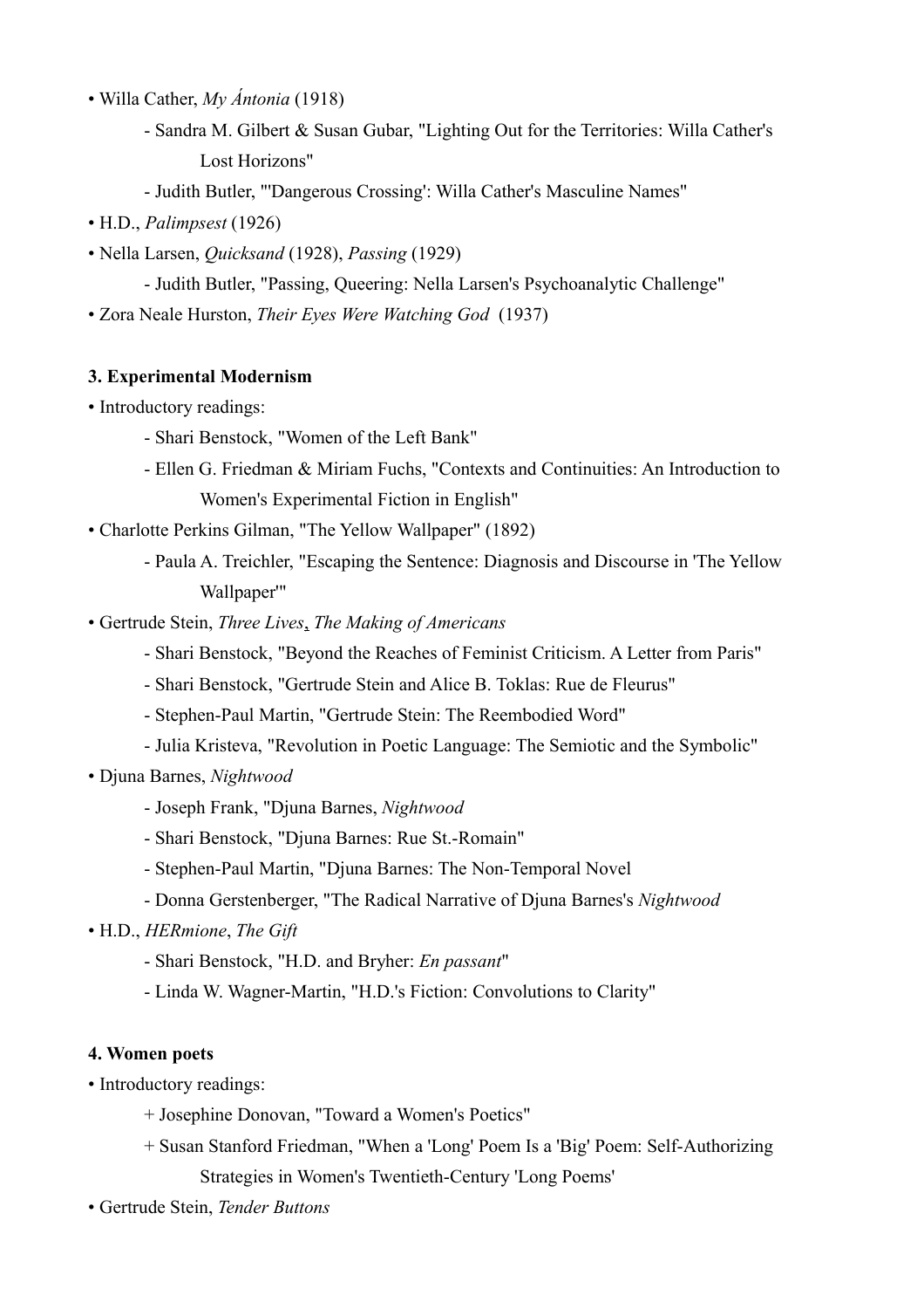- Willa Cather, *My Ántonia* (1918)
    - Sandra M. Gilbert & Susan Gubar, "Lighting Out for the Territories: Willa Cather's Lost Horizons"
    - Judith Butler, "'Dangerous Crossing': Willa Cather's Masculine Names"
- H.D., *Palimpsest* (1926)
- Nella Larsen, *Quicksand* (1928), *Passing* (1929)
    - Judith Butler, "Passing, Queering: Nella Larsen's Psychoanalytic Challenge"
- Zora Neale Hurston, *Their Eyes Were Watching God* (1937)

**3. Experimental Modernism**

- Introductory readings:
    - Shari Benstock, "Women of the Left Bank"
    - Ellen G. Friedman & Miriam Fuchs, "Contexts and Continuities: An Introduction to Women's Experimental Fiction in English"
- Charlotte Perkins Gilman, "The Yellow Wallpaper" (1892)
    - Paula A. Treichler, "Escaping the Sentence: Diagnosis and Discourse in 'The Yellow Wallpaper'"
- Gertrude Stein, *Three Lives*, *The Making of Americans*
    - Shari Benstock, "Beyond the Reaches of Feminist Criticism. A Letter from Paris"
    - Shari Benstock, "Gertrude Stein and Alice B. Toklas: Rue de Fleurus"
    - Stephen-Paul Martin, "Gertrude Stein: The Reembodied Word"
    - Julia Kristeva, "Revolution in Poetic Language: The Semiotic and the Symbolic"
- Djuna Barnes, *Nightwood*
    - Joseph Frank, "Djuna Barnes, *Nightwood*
    - Shari Benstock, "Djuna Barnes: Rue St.-Romain"
    - Stephen-Paul Martin, "Djuna Barnes: The Non-Temporal Novel
    - Donna Gerstenberger, "The Radical Narrative of Djuna Barnes's *Nightwood*
- H.D., *HERmione*, *The Gift*
    - Shari Benstock, "H.D. and Bryher: *En passant*"
    - Linda W. Wagner-Martin, "H.D.'s Fiction: Convolutions to Clarity"

**4. Women poets**

- Introductory readings:
    + Josephine Donovan, "Toward a Women's Poetics"
    + Susan Stanford Friedman, "When a 'Long' Poem Is a 'Big' Poem: Self-Authorizing Strategies in Women's Twentieth-Century 'Long Poems'
- Gertrude Stein, *Tender Buttons*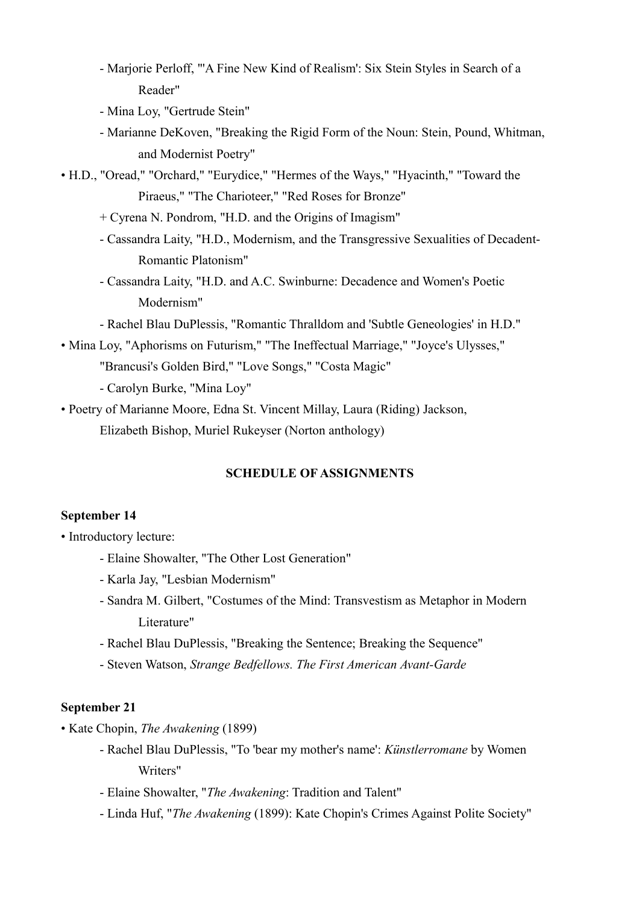- Marjorie Perloff, "'A Fine New Kind of Realism': Six Stein Styles in Search of a Reader"
   - Mina Loy, "Gertrude Stein"
   - Marianne DeKoven, "Breaking the Rigid Form of the Noun: Stein, Pound, Whitman, and Modernist Poetry"
- H.D., "Oread," "Orchard," "Eurydice," "Hermes of the Ways," "Hyacinth," "Toward the Piraeus," "The Charioteer," "Red Roses for Bronze"
   + Cyrena N. Pondrom, "H.D. and the Origins of Imagism"
   - Cassandra Laity, "H.D., Modernism, and the Transgressive Sexualities of Decadent-Romantic Platonism"
   - Cassandra Laity, "H.D. and A.C. Swinburne: Decadence and Women's Poetic Modernism"
   - Rachel Blau DuPlessis, "Romantic Thralldom and 'Subtle Geneologies' in H.D."
- Mina Loy, "Aphorisms on Futurism," "The Ineffectual Marriage," "Joyce's Ulysses," "Brancusi's Golden Bird," "Love Songs," "Costa Magic"
   - Carolyn Burke, "Mina Loy"
- Poetry of Marianne Moore, Edna St. Vincent Millay, Laura (Riding) Jackson, Elizabeth Bishop, Muriel Rukeyser (Norton anthology)

## SCHEDULE OF ASSIGNMENTS

**September 14**

- Introductory lecture:
   - Elaine Showalter, "The Other Lost Generation"
   - Karla Jay, "Lesbian Modernism"
   - Sandra M. Gilbert, "Costumes of the Mind: Transvestism as Metaphor in Modern Literature"
   - Rachel Blau DuPlessis, "Breaking the Sentence; Breaking the Sequence"
   - Steven Watson, *Strange Bedfellows. The First American Avant-Garde*

**September 21**

- Kate Chopin, *The Awakening* (1899)
   - Rachel Blau DuPlessis, "To 'bear my mother's name': *Künstlerromane* by Women Writers"
   - Elaine Showalter, "*The Awakening*: Tradition and Talent"
   - Linda Huf, "*The Awakening* (1899): Kate Chopin's Crimes Against Polite Society"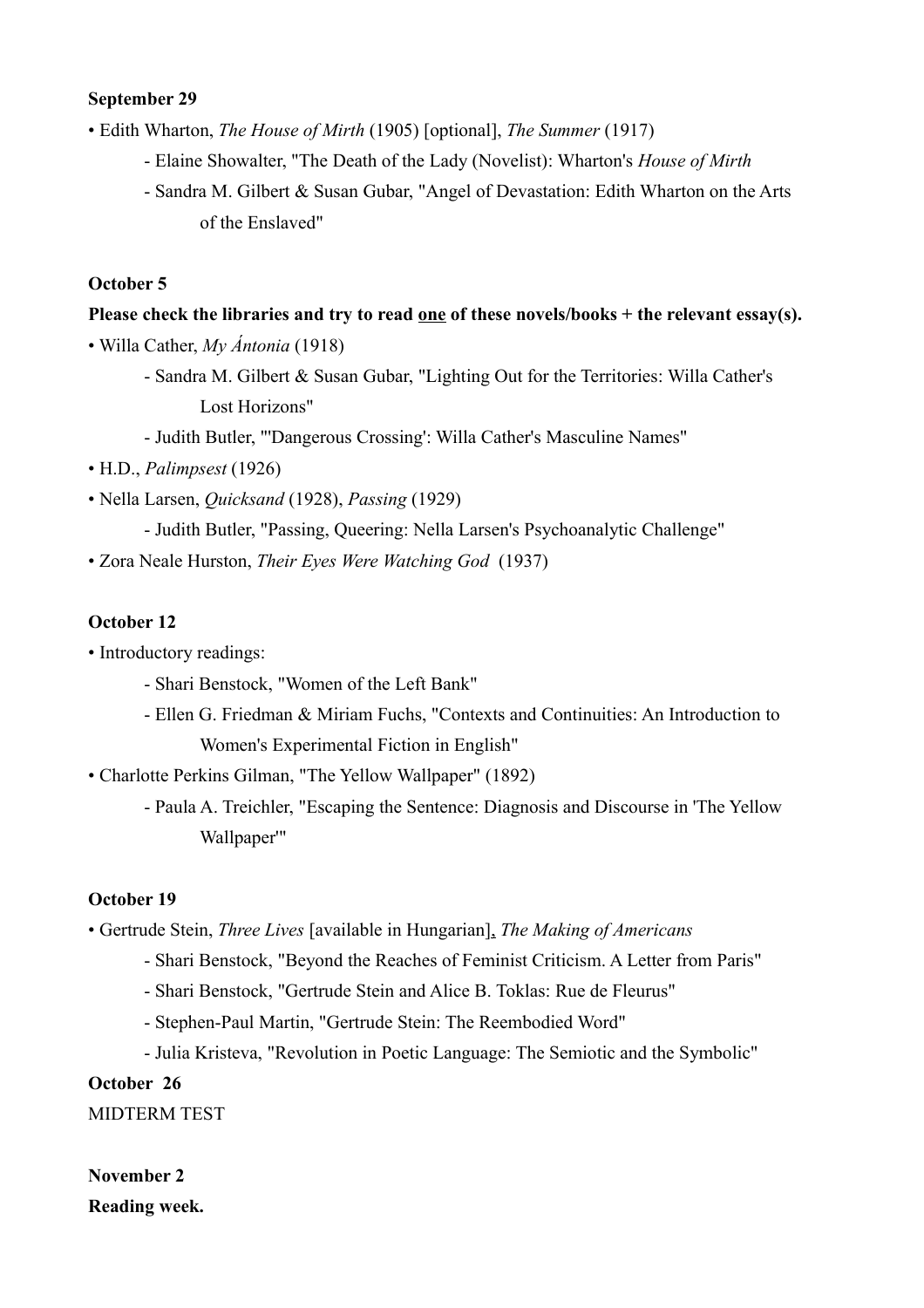**September 29**

- Edith Wharton, *The House of Mirth* (1905) [optional], *The Summer* (1917)
    - Elaine Showalter, "The Death of the Lady (Novelist): Wharton's *House of Mirth*
    - Sandra M. Gilbert & Susan Gubar, "Angel of Devastation: Edith Wharton on the Arts of the Enslaved"

**October 5**

**Please check the libraries and try to read <u>one</u> of these novels/books + the relevant essay(s).**

- Willa Cather, *My Ántonia* (1918)
    - Sandra M. Gilbert & Susan Gubar, "Lighting Out for the Territories: Willa Cather's Lost Horizons"
    - Judith Butler, "'Dangerous Crossing': Willa Cather's Masculine Names"
- H.D., *Palimpsest* (1926)
- Nella Larsen, *Quicksand* (1928), *Passing* (1929)
    - Judith Butler, "Passing, Queering: Nella Larsen's Psychoanalytic Challenge"
- Zora Neale Hurston, *Their Eyes Were Watching God* (1937)

**October 12**

- Introductory readings:
    - Shari Benstock, "Women of the Left Bank"
    - Ellen G. Friedman & Miriam Fuchs, "Contexts and Continuities: An Introduction to Women's Experimental Fiction in English"
- Charlotte Perkins Gilman, "The Yellow Wallpaper" (1892)
    - Paula A. Treichler, "Escaping the Sentence: Diagnosis and Discourse in 'The Yellow Wallpaper'"

**October 19**

- Gertrude Stein, *Three Lives* [available in Hungarian], *The Making of Americans*
    - Shari Benstock, "Beyond the Reaches of Feminist Criticism. A Letter from Paris"
    - Shari Benstock, "Gertrude Stein and Alice B. Toklas: Rue de Fleurus"
    - Stephen-Paul Martin, "Gertrude Stein: The Reembodied Word"
    - Julia Kristeva, "Revolution in Poetic Language: The Semiotic and the Symbolic"

**October 26**

MIDTERM TEST

**November 2**

**Reading week.**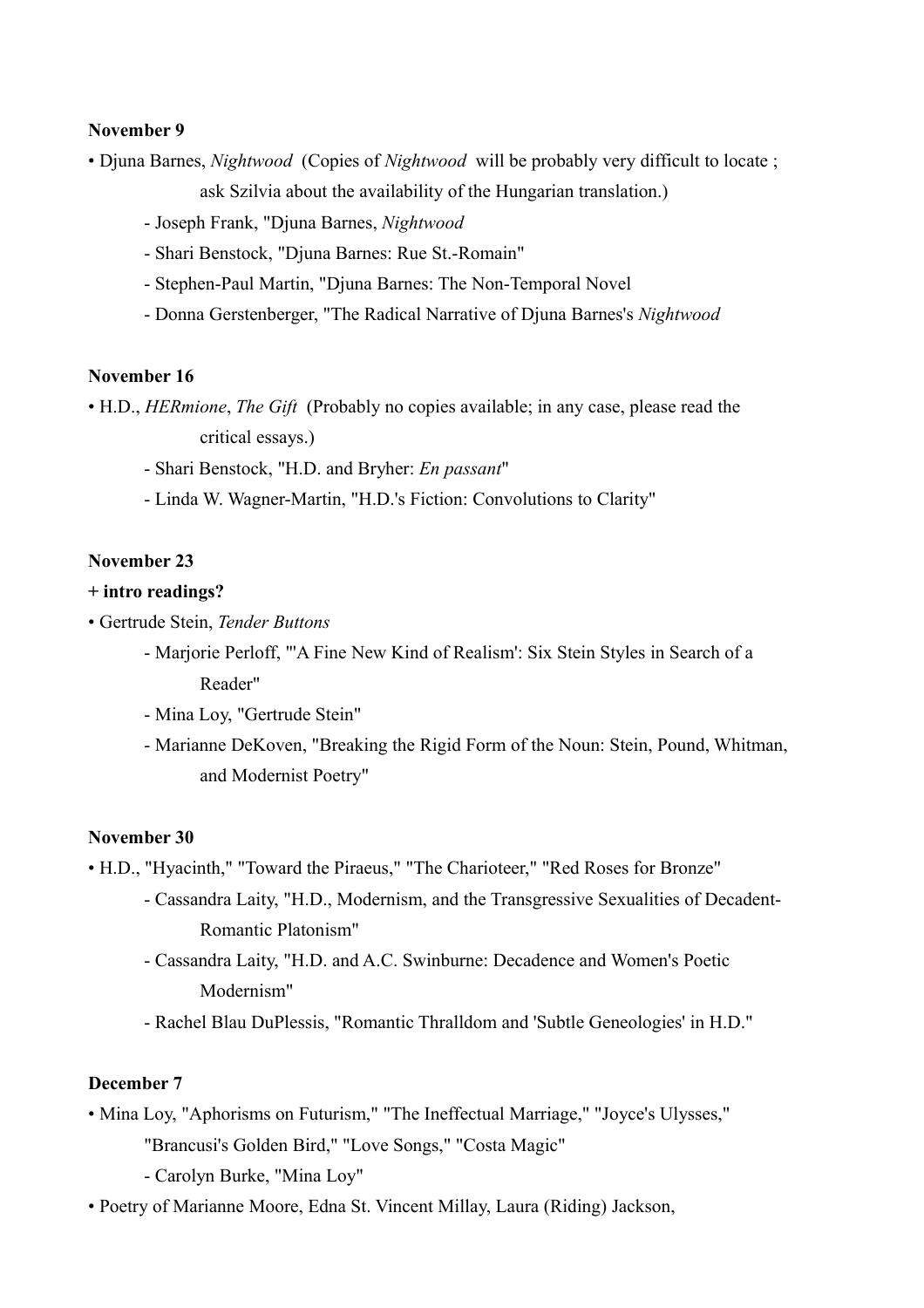**November 9**

- Djuna Barnes, *Nightwood* (Copies of *Nightwood* will be probably very difficult to locate ; ask Szilvia about the availability of the Hungarian translation.)
    - Joseph Frank, "Djuna Barnes, *Nightwood*
    - Shari Benstock, "Djuna Barnes: Rue St.-Romain"
    - Stephen-Paul Martin, "Djuna Barnes: The Non-Temporal Novel
    - Donna Gerstenberger, "The Radical Narrative of Djuna Barnes's *Nightwood*

**November 16**

- H.D., *HERmione*, *The Gift* (Probably no copies available; in any case, please read the critical essays.)
    - Shari Benstock, "H.D. and Bryher: *En passant*"
    - Linda W. Wagner-Martin, "H.D.'s Fiction: Convolutions to Clarity"

**November 23**

**+ intro readings?**

- Gertrude Stein, *Tender Buttons*
    - Marjorie Perloff, "'A Fine New Kind of Realism': Six Stein Styles in Search of a Reader"
    - Mina Loy, "Gertrude Stein"
    - Marianne DeKoven, "Breaking the Rigid Form of the Noun: Stein, Pound, Whitman, and Modernist Poetry"

**November 30**

- H.D., "Hyacinth," "Toward the Piraeus," "The Charioteer," "Red Roses for Bronze"
    - Cassandra Laity, "H.D., Modernism, and the Transgressive Sexualities of Decadent-Romantic Platonism"
    - Cassandra Laity, "H.D. and A.C. Swinburne: Decadence and Women's Poetic Modernism"
    - Rachel Blau DuPlessis, "Romantic Thralldom and 'Subtle Geneologies' in H.D."

**December 7**

- Mina Loy, "Aphorisms on Futurism," "The Ineffectual Marriage," "Joyce's Ulysses," "Brancusi's Golden Bird," "Love Songs," "Costa Magic"
    - Carolyn Burke, "Mina Loy"
- Poetry of Marianne Moore, Edna St. Vincent Millay, Laura (Riding) Jackson,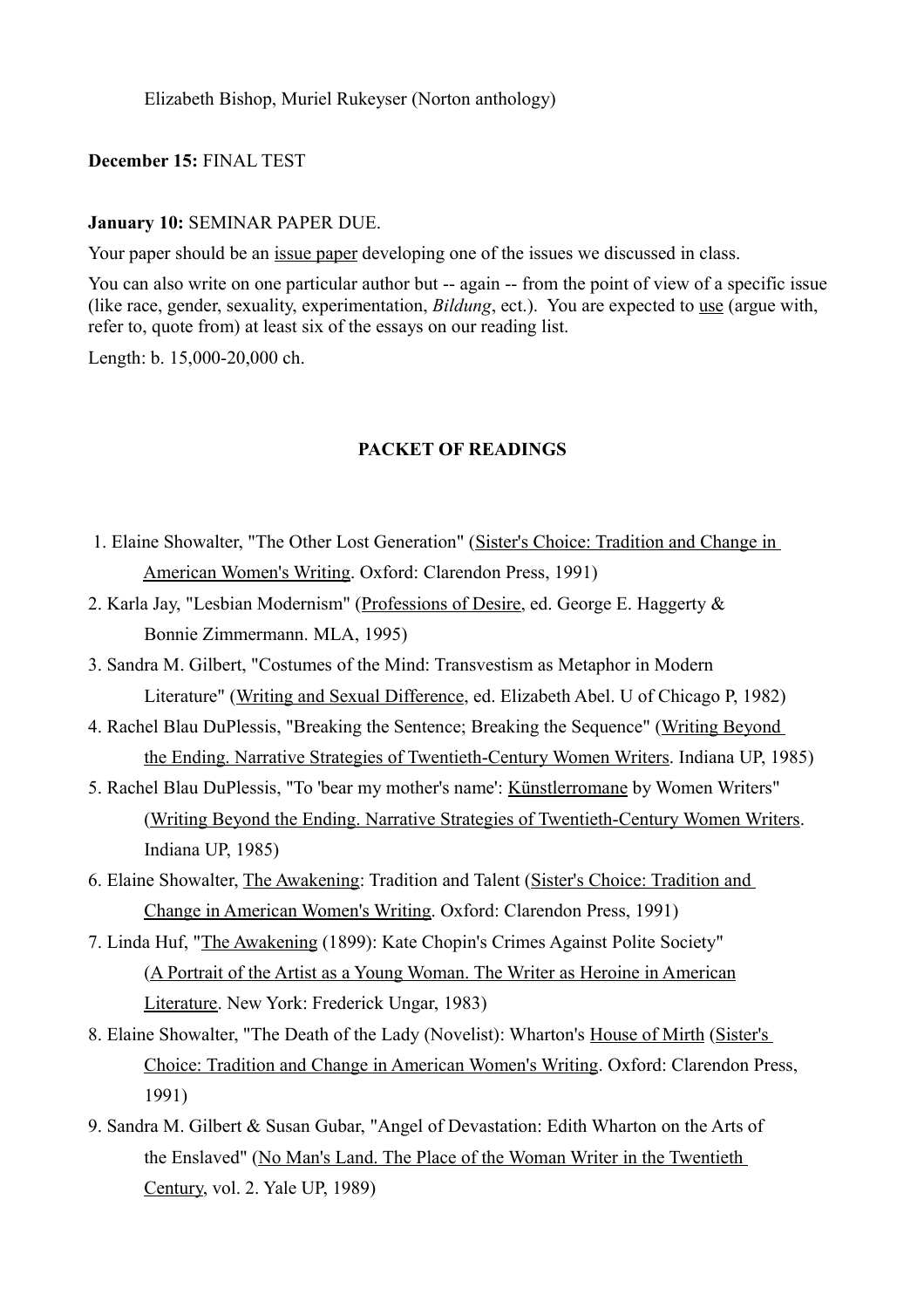Elizabeth Bishop, Muriel Rukeyser (Norton anthology)

**December 15:** FINAL TEST

**January 10:** SEMINAR PAPER DUE.

Your paper should be an <u>issue paper</u> developing one of the issues we discussed in class.

You can also write on one particular author but -- again -- from the point of view of a specific issue (like race, gender, sexuality, experimentation, *Bildung*, ect.). You are expected to <u>use</u> (argue with, refer to, quote from) at least six of the essays on our reading list.

Length: b. 15,000-20,000 ch.

## PACKET OF READINGS

1. Elaine Showalter, "The Other Lost Generation" (<u>Sister's Choice: Tradition and Change in American Women's Writing</u>. Oxford: Clarendon Press, 1991)
2. Karla Jay, "Lesbian Modernism" (<u>Professions of Desire</u>, ed. George E. Haggerty & Bonnie Zimmermann. MLA, 1995)
3. Sandra M. Gilbert, "Costumes of the Mind: Transvestism as Metaphor in Modern Literature" (<u>Writing and Sexual Difference</u>, ed. Elizabeth Abel. U of Chicago P, 1982)
4. Rachel Blau DuPlessis, "Breaking the Sentence; Breaking the Sequence" (<u>Writing Beyond the Ending. Narrative Strategies of Twentieth-Century Women Writers</u>. Indiana UP, 1985)
5. Rachel Blau DuPlessis, "To 'bear my mother's name': <u>Künstlerromane</u> by Women Writers" (<u>Writing Beyond the Ending. Narrative Strategies of Twentieth-Century Women Writers</u>. Indiana UP, 1985)
6. Elaine Showalter, <u>The Awakening</u>: Tradition and Talent (<u>Sister's Choice: Tradition and Change in American Women's Writing</u>. Oxford: Clarendon Press, 1991)
7. Linda Huf, "<u>The Awakening</u> (1899): Kate Chopin's Crimes Against Polite Society" (<u>A Portrait of the Artist as a Young Woman. The Writer as Heroine in American Literature</u>. New York: Frederick Ungar, 1983)
8. Elaine Showalter, "The Death of the Lady (Novelist): Wharton's <u>House of Mirth</u> (<u>Sister's Choice: Tradition and Change in American Women's Writing</u>. Oxford: Clarendon Press, 1991)
9. Sandra M. Gilbert & Susan Gubar, "Angel of Devastation: Edith Wharton on the Arts of the Enslaved" (<u>No Man's Land. The Place of the Woman Writer in the Twentieth Century</u>, vol. 2. Yale UP, 1989)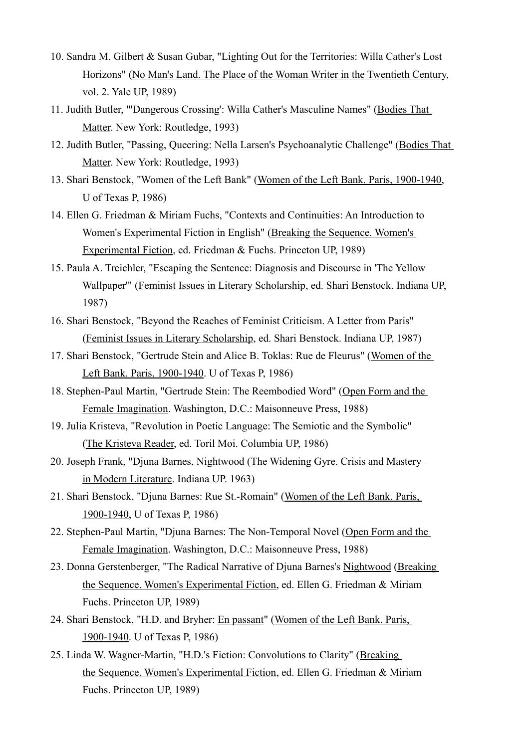10. Sandra M. Gilbert & Susan Gubar, "Lighting Out for the Territories: Willa Cather's Lost Horizons" (<u>No Man's Land. The Place of the Woman Writer in the Twentieth Century</u>, vol. 2. Yale UP, 1989)
11. Judith Butler, "'Dangerous Crossing': Willa Cather's Masculine Names" (<u>Bodies That Matter</u>. New York: Routledge, 1993)
12. Judith Butler, "Passing, Queering: Nella Larsen's Psychoanalytic Challenge" (<u>Bodies That Matter</u>. New York: Routledge, 1993)
13. Shari Benstock, "Women of the Left Bank" (<u>Women of the Left Bank. Paris, 1900-1940</u>, U of Texas P, 1986)
14. Ellen G. Friedman & Miriam Fuchs, "Contexts and Continuities: An Introduction to Women's Experimental Fiction in English" (<u>Breaking the Sequence. Women's Experimental Fiction</u>, ed. Friedman & Fuchs. Princeton UP, 1989)
15. Paula A. Treichler, "Escaping the Sentence: Diagnosis and Discourse in 'The Yellow Wallpaper'" (<u>Feminist Issues in Literary Scholarship</u>, ed. Shari Benstock. Indiana UP, 1987)
16. Shari Benstock, "Beyond the Reaches of Feminist Criticism. A Letter from Paris" (<u>Feminist Issues in Literary Scholarship</u>, ed. Shari Benstock. Indiana UP, 1987)
17. Shari Benstock, "Gertrude Stein and Alice B. Toklas: Rue de Fleurus" (<u>Women of the Left Bank. Paris, 1900-1940</u>. U of Texas P, 1986)
18. Stephen-Paul Martin, "Gertrude Stein: The Reembodied Word" (<u>Open Form and the Female Imagination</u>. Washington, D.C.: Maisonneuve Press, 1988)
19. Julia Kristeva, "Revolution in Poetic Language: The Semiotic and the Symbolic" (<u>The Kristeva Reader</u>, ed. Toril Moi. Columbia UP, 1986)
20. Joseph Frank, "Djuna Barnes, <u>Nightwood</u> (<u>The Widening Gyre. Crisis and Mastery in Modern Literature</u>. Indiana UP. 1963)
21. Shari Benstock, "Djuna Barnes: Rue St.-Romain" (<u>Women of the Left Bank. Paris, 1900-1940</u>, U of Texas P, 1986)
22. Stephen-Paul Martin, "Djuna Barnes: The Non-Temporal Novel (<u>Open Form and the Female Imagination</u>. Washington, D.C.: Maisonneuve Press, 1988)
23. Donna Gerstenberger, "The Radical Narrative of Djuna Barnes's <u>Nightwood</u> (<u>Breaking the Sequence. Women's Experimental Fiction</u>, ed. Ellen G. Friedman & Miriam Fuchs. Princeton UP, 1989)
24. Shari Benstock, "H.D. and Bryher: <u>En passant</u>" (<u>Women of the Left Bank. Paris, 1900-1940</u>. U of Texas P, 1986)
25. Linda W. Wagner-Martin, "H.D.'s Fiction: Convolutions to Clarity" (<u>Breaking the Sequence. Women's Experimental Fiction</u>, ed. Ellen G. Friedman & Miriam Fuchs. Princeton UP, 1989)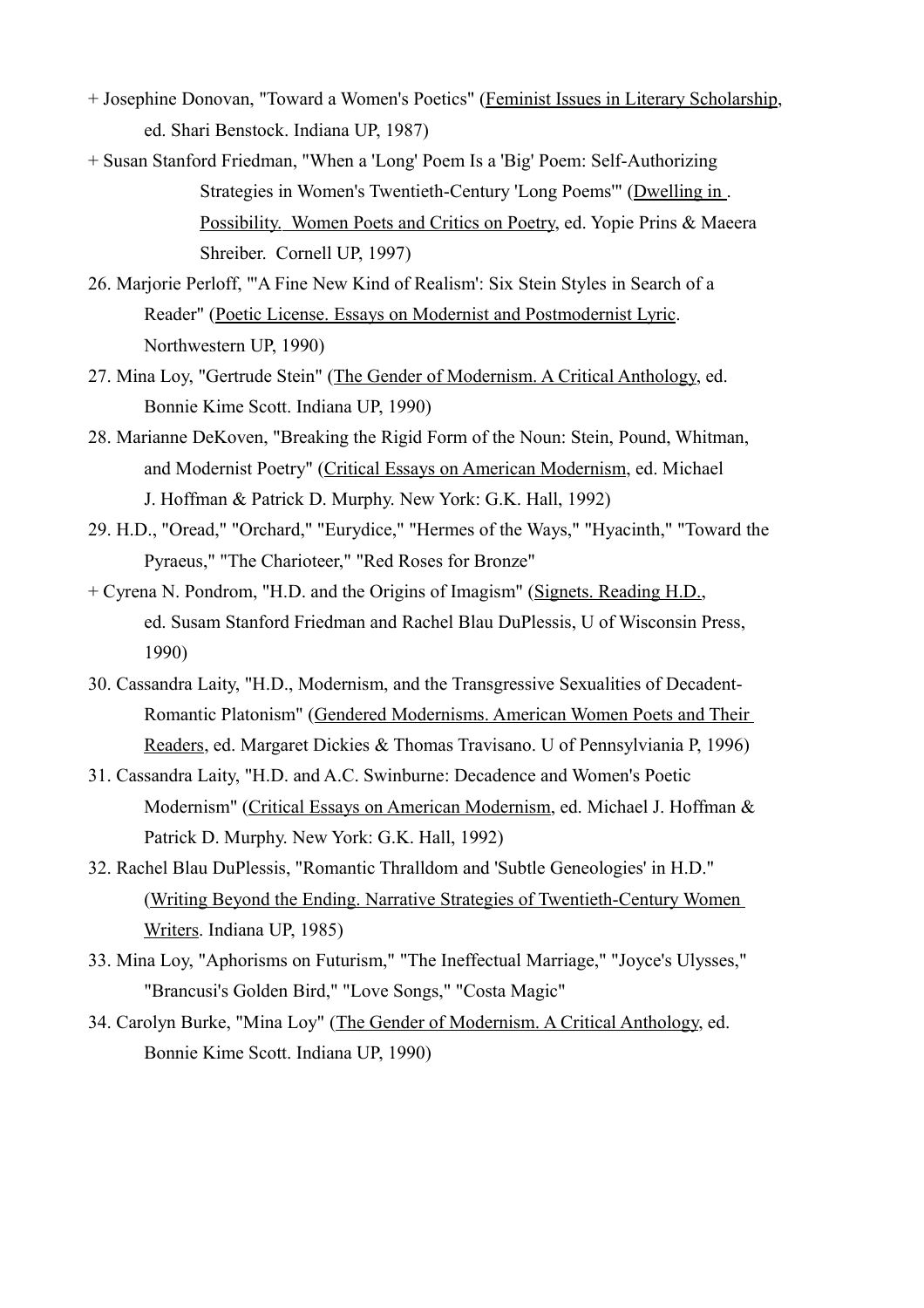+ Josephine Donovan, "Toward a Women's Poetics" (Feminist Issues in Literary Scholarship, ed. Shari Benstock. Indiana UP, 1987)

+ Susan Stanford Friedman, "When a 'Long' Poem Is a 'Big' Poem: Self-Authorizing Strategies in Women's Twentieth-Century 'Long Poems'" (Dwelling in . Possibility. Women Poets and Critics on Poetry, ed. Yopie Prins & Maeera Shreiber. Cornell UP, 1997)

26. Marjorie Perloff, "'A Fine New Kind of Realism': Six Stein Styles in Search of a Reader" (Poetic License. Essays on Modernist and Postmodernist Lyric. Northwestern UP, 1990)

27. Mina Loy, "Gertrude Stein" (The Gender of Modernism. A Critical Anthology, ed. Bonnie Kime Scott. Indiana UP, 1990)

28. Marianne DeKoven, "Breaking the Rigid Form of the Noun: Stein, Pound, Whitman, and Modernist Poetry" (Critical Essays on American Modernism, ed. Michael J. Hoffman & Patrick D. Murphy. New York: G.K. Hall, 1992)

29. H.D., "Oread," "Orchard," "Eurydice," "Hermes of the Ways," "Hyacinth," "Toward the Pyraeus," "The Charioteer," "Red Roses for Bronze"

+ Cyrena N. Pondrom, "H.D. and the Origins of Imagism" (Signets. Reading H.D., ed. Susam Stanford Friedman and Rachel Blau DuPlessis, U of Wisconsin Press, 1990)

30. Cassandra Laity, "H.D., Modernism, and the Transgressive Sexualities of Decadent-Romantic Platonism" (Gendered Modernisms. American Women Poets and Their Readers, ed. Margaret Dickies & Thomas Travisano. U of Pennsylviania P, 1996)

31. Cassandra Laity, "H.D. and A.C. Swinburne: Decadence and Women's Poetic Modernism" (Critical Essays on American Modernism, ed. Michael J. Hoffman & Patrick D. Murphy. New York: G.K. Hall, 1992)

32. Rachel Blau DuPlessis, "Romantic Thralldom and 'Subtle Geneologies' in H.D." (Writing Beyond the Ending. Narrative Strategies of Twentieth-Century Women Writers. Indiana UP, 1985)

33. Mina Loy, "Aphorisms on Futurism," "The Ineffectual Marriage," "Joyce's Ulysses," "Brancusi's Golden Bird," "Love Songs," "Costa Magic"

34. Carolyn Burke, "Mina Loy" (The Gender of Modernism. A Critical Anthology, ed. Bonnie Kime Scott. Indiana UP, 1990)